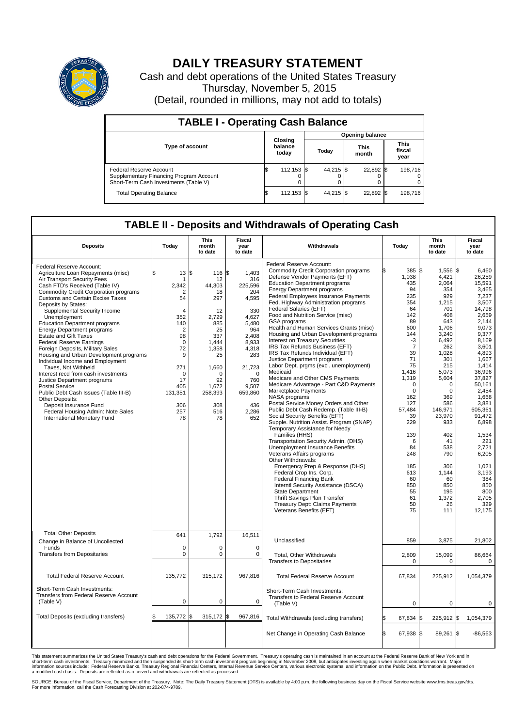# DAILY TREASURY STATEMENT

Cash and debt operations of the United States Treasury

Thursday, November 5, 2015

(Detail, rounded in millions, may not add to totals)

## TABLE I - Operating Cash Balance

| Type of account | Closing balance today | Opening balance Today | Opening balance This month | Opening balance This fiscal year |
|---|---|---|---|---|
| Federal Reserve Account | $ 112,153 | $ 44,215 | $ 22,892 | $ 198,716 |
| Supplementary Financing Program Account | 0 | 0 | 0 | 0 |
| Short-Term Cash Investments (Table V) | 0 | 0 | 0 | 0 |
| Total Operating Balance | $ 112,153 | $ 44,215 | $ 22,892 | $ 198,716 |

## TABLE II - Deposits and Withdrawals of Operating Cash

| Deposits | Today | This month to date | Fiscal year to date |
|---|---|---|---|
| Federal Reserve Account: | | | |
| Agriculture Loan Repayments (misc) | $ 13 | $ 116 | $ 1,403 |
| Air Transport Security Fees | 1 | 12 | 316 |
| Cash FTD's Received (Table IV) | 2,342 | 44,303 | 225,596 |
| Commodity Credit Corporation programs | 2 | 18 | 204 |
| Customs and Certain Excise Taxes | 54 | 297 | 4,595 |
| Deposits by States: | | | |
| Supplemental Security Income | 4 | 12 | 330 |
| Unemployment | 352 | 2,729 | 4,627 |
| Education Department programs | 140 | 885 | 5,480 |
| Energy Department programs | 2 | 25 | 964 |
| Estate and Gift Taxes | 98 | 337 | 2,408 |
| Federal Reserve Earnings | 0 | 1,444 | 8,933 |
| Foreign Deposits, Military Sales | 72 | 1,358 | 4,318 |
| Housing and Urban Development programs | 9 | 25 | 283 |
| Individual Income and Employment Taxes, Not Withheld | 271 | 1,660 | 21,723 |
| Interest recd from cash investments | 0 | 0 | 0 |
| Justice Department programs | 17 | 92 | 760 |
| Postal Service | 405 | 1,672 | 9,507 |
| Public Debt Cash Issues (Table III-B) | 131,351 | 258,393 | 659,860 |
| Other Deposits: | | | |
| Deposit Insurance Fund | 306 | 308 | 436 |
| Federal Housing Admin: Note Sales | 257 | 516 | 2,286 |
| International Monetary Fund | 78 | 78 | 652 |
| Total Other Deposits | 641 | 1,792 | 16,511 |
| Change in Balance of Uncollected Funds | 0 | 0 | 0 |
| Transfers from Depositaries | 0 | 0 | 0 |
| Total Federal Reserve Account | 135,772 | 315,172 | 967,816 |
| Short-Term Cash Investments: Transfers from Federal Reserve Account (Table V) | 0 | 0 | 0 |
| Total Deposits (excluding transfers) | $ 135,772 | $ 315,172 | $ 967,816 |

| Withdrawals | Today | This month to date | Fiscal year to date |
|---|---|---|---|
| Federal Reserve Account: | | | |
| Commodity Credit Corporation programs | $ 385 | $ 1,556 | $ 6,460 |
| Defense Vendor Payments (EFT) | 1,038 | 4,421 | 26,259 |
| Education Department programs | 435 | 2,064 | 15,591 |
| Energy Department programs | 94 | 354 | 3,465 |
| Federal Employees Insurance Payments | 235 | 929 | 7,237 |
| Fed. Highway Administration programs | 354 | 1,215 | 3,507 |
| Federal Salaries (EFT) | 64 | 701 | 14,798 |
| Food and Nutrition Service (misc) | 142 | 408 | 2,659 |
| GSA programs | 89 | 643 | 2,144 |
| Health and Human Services Grants (misc) | 600 | 1,706 | 9,073 |
| Housing and Urban Development programs | 144 | 3,240 | 9,377 |
| Interest on Treasury Securities | -3 | 6,492 | 8,169 |
| IRS Tax Refunds Business (EFT) | 7 | 262 | 3,601 |
| IRS Tax Refunds Individual (EFT) | 39 | 1,028 | 4,893 |
| Justice Department programs | 71 | 301 | 1,667 |
| Labor Dept. prgms (excl. unemployment) | 75 | 215 | 1,414 |
| Medicaid | 1,416 | 5,073 | 36,996 |
| Medicare and Other CMS Payments | 1,319 | 5,604 | 37,827 |
| Medicare Advantage - Part C&D Payments | 0 | 0 | 50,161 |
| Marketplace Payments | 0 | 0 | 2,454 |
| NASA programs | 162 | 369 | 1,668 |
| Postal Service Money Orders and Other | 127 | 586 | 3,881 |
| Public Debt Cash Redemp. (Table III-B) | 57,484 | 146,971 | 605,361 |
| Social Security Benefits (EFT) | 39 | 23,970 | 91,472 |
| Supple. Nutrition Assist. Program (SNAP) | 229 | 933 | 6,898 |
| Temporary Assistance for Needy Families (HHS) | 139 | 402 | 1,534 |
| Transportation Security Admin. (DHS) | 6 | 41 | 221 |
| Unemployment Insurance Benefits | 84 | 538 | 2,721 |
| Veterans Affairs programs | 248 | 790 | 6,205 |
| Other Withdrawals: | | | |
| Emergency Prep & Response (DHS) | 185 | 306 | 1,021 |
| Federal Crop Ins. Corp. | 613 | 1,144 | 3,193 |
| Federal Financing Bank | 60 | 60 | 384 |
| Interntl Security Assistance (DSCA) | 850 | 850 | 850 |
| State Department | 55 | 195 | 800 |
| Thrift Savings Plan Transfer | 61 | 1,372 | 2,705 |
| Treasury Dept: Claims Payments | 50 | 26 | 329 |
| Veterans Benefits (EFT) | 75 | 111 | 12,175 |
| Unclassified | 859 | 3,875 | 21,802 |
| Total, Other Withdrawals | 2,809 | 15,099 | 86,664 |
| Transfers to Depositaries | 0 | 0 | 0 |
| Total Federal Reserve Account | 67,834 | 225,912 | 1,054,379 |
| Short-Term Cash Investments: Transfers to Federal Reserve Account (Table V) | 0 | 0 | 0 |
| Total Withdrawals (excluding transfers) | $ 67,834 | $ 225,912 | $ 1,054,379 |
| Net Change in Operating Cash Balance | $ 67,938 | $ 89,261 | $ -86,563 |

This statement summarizes the United States Treasury's cash and debt operations for the Federal Government. Treasury's operating cash is maintained in an account at the Federal Reserve Bank of New York and in short-term cash investments. Treasury minimized and then suspended its short-term cash investment program beginning in November 2008, but anticipates investing again when market conditions warrant. Major information sources include: Federal Reserve Banks, Treasury Regional Financial Centers, Internal Revenue Service Centers, various electronic systems, and information on the Public Debt. Information is presented on a modified cash basis. Deposits are reflected as received and withdrawals are reflected as processed.

SOURCE: Bureau of the Fiscal Service, Department of the Treasury. Note: The Daily Treasury Statement (DTS) is available by 4:00 p.m. the following business day on the Fiscal Service website www.fms.treas.gov/dts. For more information, call the Cash Forecasting Division at 202-874-9789.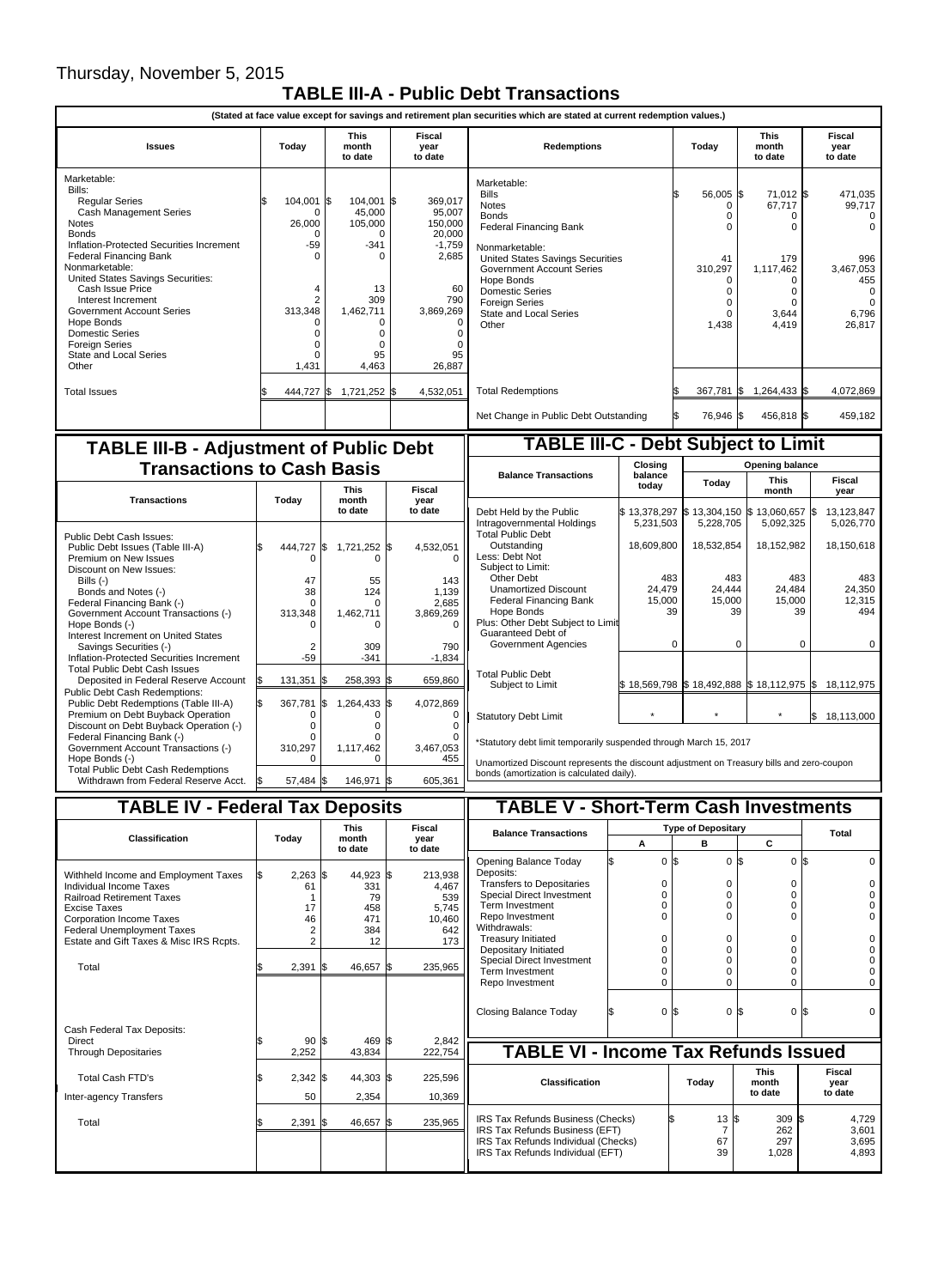Thursday, November 5, 2015

# TABLE III-A - Public Debt Transactions

(Stated at face value except for savings and retirement plan securities which are stated at current redemption values.)

| Issues | Today | This month to date | Fiscal year to date |
|---|---|---|---|
| Marketable: | | | |
| Bills: | | | |
| Regular Series | $ 104,001 | $ 104,001 | $ 369,017 |
| Cash Management Series | 0 | 45,000 | 95,007 |
| Notes | 26,000 | 105,000 | 150,000 |
| Bonds | 0 | 0 | 20,000 |
| Inflation-Protected Securities Increment | -59 | -341 | -1,759 |
| Federal Financing Bank | 0 | 0 | 2,685 |
| Nonmarketable: | | | |
| United States Savings Securities: | | | |
| Cash Issue Price | 4 | 13 | 60 |
| Interest Increment | 2 | 309 | 790 |
| Government Account Series | 313,348 | 1,462,711 | 3,869,269 |
| Hope Bonds | 0 | 0 | 0 |
| Domestic Series | 0 | 0 | 0 |
| Foreign Series | 0 | 0 | 0 |
| State and Local Series | 0 | 95 | 95 |
| Other | 1,431 | 4,463 | 26,887 |
| Total Issues | $ 444,727 | $ 1,721,252 | $ 4,532,051 |

| Redemptions | Today | This month to date | Fiscal year to date |
|---|---|---|---|
| Marketable: | | | |
| Bills | $ 56,005 | $ 71,012 | $ 471,035 |
| Notes | 0 | 67,717 | 99,717 |
| Bonds | 0 | 0 | 0 |
| Federal Financing Bank | 0 | 0 | 0 |
| Nonmarketable: | | | |
| United States Savings Securities | 41 | 179 | 996 |
| Government Account Series | 310,297 | 1,117,462 | 3,467,053 |
| Hope Bonds | 0 | 0 | 455 |
| Domestic Series | 0 | 0 | 0 |
| Foreign Series | 0 | 0 | 0 |
| State and Local Series | 0 | 3,644 | 6,796 |
| Other | 1,438 | 4,419 | 26,817 |
| Total Redemptions | $ 367,781 | $ 1,264,433 | $ 4,072,869 |
| Net Change in Public Debt Outstanding | $ 76,946 | $ 456,818 | $ 459,182 |

# TABLE III-B - Adjustment of Public Debt Transactions to Cash Basis

| Transactions | Today | This month to date | Fiscal year to date |
|---|---|---|---|
| Public Debt Cash Issues: | | | |
| Public Debt Issues (Table III-A) | $ 444,727 | $ 1,721,252 | $ 4,532,051 |
| Premium on New Issues | 0 | 0 | 0 |
| Discount on New Issues: | | | |
| Bills (-) | 47 | 55 | 143 |
| Bonds and Notes (-) | 38 | 124 | 1,139 |
| Federal Financing Bank (-) | 0 | 0 | 2,685 |
| Government Account Transactions (-) | 313,348 | 1,462,711 | 3,869,269 |
| Hope Bonds (-) | 0 | 0 | 0 |
| Interest Increment on United States Savings Securities (-) | 2 | 309 | 790 |
| Inflation-Protected Securities Increment | -59 | -341 | -1,834 |
| Total Public Debt Cash Issues Deposited in Federal Reserve Account | $ 131,351 | $ 258,393 | $ 659,860 |
| Public Debt Cash Redemptions: | | | |
| Public Debt Redemptions (Table III-A) | $ 367,781 | $ 1,264,433 | $ 4,072,869 |
| Premium on Debt Buyback Operation | 0 | 0 | 0 |
| Discount on Debt Buyback Operation (-) | 0 | 0 | 0 |
| Federal Financing Bank (-) | 0 | 0 | 0 |
| Government Account Transactions (-) | 310,297 | 1,117,462 | 3,467,053 |
| Hope Bonds (-) | 0 | 0 | 455 |
| Total Public Debt Cash Redemptions Withdrawn from Federal Reserve Acct. | $ 57,484 | $ 146,971 | $ 605,361 |

# TABLE III-C - Debt Subject to Limit

| Balance Transactions | Closing balance today | Opening balance Today | Opening balance This month | Opening balance Fiscal year |
|---|---|---|---|---|
| Debt Held by the Public | $ 13,378,297 | $ 13,304,150 | $ 13,060,657 | $ 13,123,847 |
| Intragovernmental Holdings | 5,231,503 | 5,228,705 | 5,092,325 | 5,026,770 |
| Total Public Debt Outstanding | 18,609,800 | 18,532,854 | 18,152,982 | 18,150,618 |
| Less: Debt Not Subject to Limit: | | | | |
| Other Debt | 483 | 483 | 483 | 483 |
| Unamortized Discount | 24,479 | 24,444 | 24,484 | 24,350 |
| Federal Financing Bank | 15,000 | 15,000 | 15,000 | 12,315 |
| Hope Bonds | 39 | 39 | 39 | 494 |
| Plus: Other Debt Subject to Limit | | | | |
| Guaranteed Debt of Government Agencies | 0 | 0 | 0 | 0 |
| Total Public Debt Subject to Limit | $ 18,569,798 | $ 18,492,888 | $ 18,112,975 | $ 18,112,975 |
| Statutory Debt Limit | * | * | * | $ 18,113,000 |

*Statutory debt limit temporarily suspended through March 15, 2017

Unamortized Discount represents the discount adjustment on Treasury bills and zero-coupon bonds (amortization is calculated daily).

# TABLE IV - Federal Tax Deposits

| Classification | Today | This month to date | Fiscal year to date |
|---|---|---|---|
| Withheld Income and Employment Taxes | $ 2,263 | $ 44,923 | $ 213,938 |
| Individual Income Taxes | 61 | 331 | 4,467 |
| Railroad Retirement Taxes | 1 | 79 | 539 |
| Excise Taxes | 17 | 458 | 5,745 |
| Corporation Income Taxes | 46 | 471 | 10,460 |
| Federal Unemployment Taxes | 2 | 384 | 642 |
| Estate and Gift Taxes & Misc IRS Rcpts. | 2 | 12 | 173 |
| Total | $ 2,391 | $ 46,657 | $ 235,965 |
| Cash Federal Tax Deposits: | | | |
| Direct | $ 90 | $ 469 | $ 2,842 |
| Through Depositaries | 2,252 | 43,834 | 222,754 |
| Total Cash FTD's | $ 2,342 | $ 44,303 | $ 225,596 |
| Inter-agency Transfers | 50 | 2,354 | 10,369 |
| Total | $ 2,391 | $ 46,657 | $ 235,965 |

# TABLE V - Short-Term Cash Investments

| Balance Transactions | Type of Depositary A | Type of Depositary B | Type of Depositary C | Total |
|---|---|---|---|---|
| Opening Balance Today | $ 0 | $ 0 | $ 0 | $ 0 |
| Deposits: | | | | |
| Transfers to Depositaries | 0 | 0 | 0 | 0 |
| Special Direct Investment | 0 | 0 | 0 | 0 |
| Term Investment | 0 | 0 | 0 | 0 |
| Repo Investment | 0 | 0 | 0 | 0 |
| Withdrawals: | | | | |
| Treasury Initiated | 0 | 0 | 0 | 0 |
| Depositary Initiated | 0 | 0 | 0 | 0 |
| Special Direct Investment | 0 | 0 | 0 | 0 |
| Term Investment | 0 | 0 | 0 | 0 |
| Repo Investment | 0 | 0 | 0 | 0 |
| Closing Balance Today | $ 0 | $ 0 | $ 0 | $ 0 |

# TABLE VI - Income Tax Refunds Issued

| Classification | Today | This month to date | Fiscal year to date |
|---|---|---|---|
| IRS Tax Refunds Business (Checks) | $ 13 | $ 309 | $ 4,729 |
| IRS Tax Refunds Business (EFT) | 7 | 262 | 3,601 |
| IRS Tax Refunds Individual (Checks) | 67 | 297 | 3,695 |
| IRS Tax Refunds Individual (EFT) | 39 | 1,028 | 4,893 |